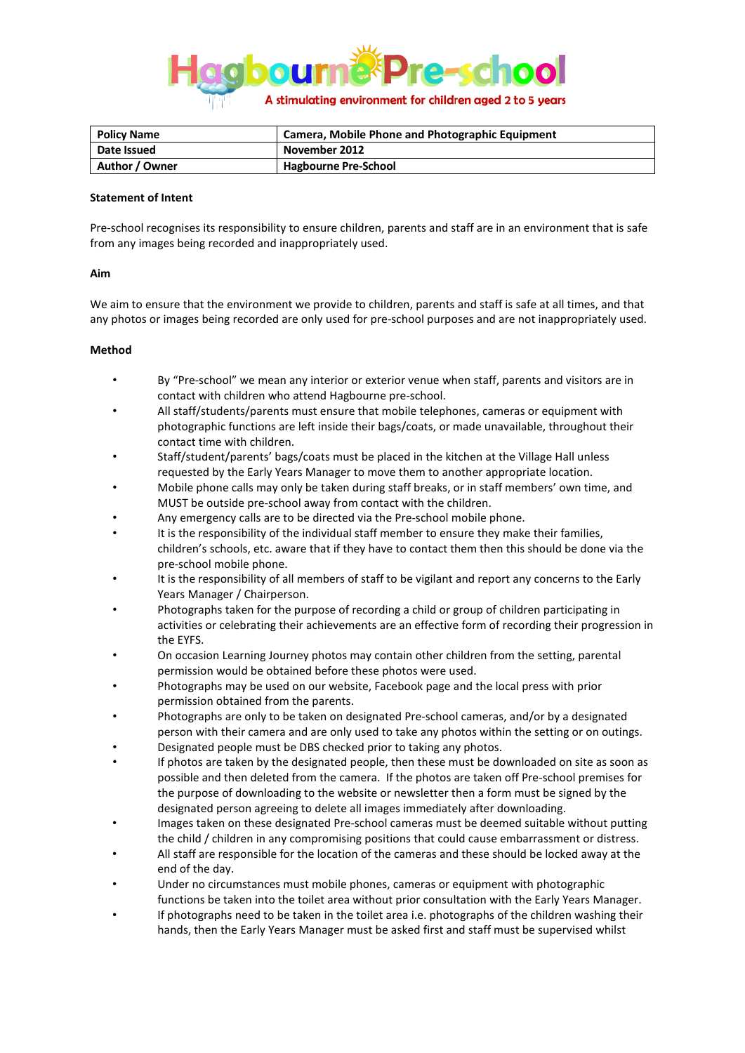# Hagbourne Pre-school

A stimulating environment for children aged 2 to 5 years

| | |
|---|---|
| **Policy Name** | **Camera, Mobile Phone and Photographic Equipment** |
| **Date Issued** | **November 2012** |
| **Author / Owner** | **Hagbourne Pre-School** |

**Statement of Intent**

Pre-school recognises its responsibility to ensure children, parents and staff are in an environment that is safe from any images being recorded and inappropriately used.

**Aim**

We aim to ensure that the environment we provide to children, parents and staff is safe at all times, and that any photos or images being recorded are only used for pre-school purposes and are not inappropriately used.

**Method**

- By "Pre-school" we mean any interior or exterior venue when staff, parents and visitors are in contact with children who attend Hagbourne pre-school.
- All staff/students/parents must ensure that mobile telephones, cameras or equipment with photographic functions are left inside their bags/coats, or made unavailable, throughout their contact time with children.
- Staff/student/parents' bags/coats must be placed in the kitchen at the Village Hall unless requested by the Early Years Manager to move them to another appropriate location.
- Mobile phone calls may only be taken during staff breaks, or in staff members' own time, and MUST be outside pre-school away from contact with the children.
- Any emergency calls are to be directed via the Pre-school mobile phone.
- It is the responsibility of the individual staff member to ensure they make their families, children's schools, etc. aware that if they have to contact them then this should be done via the pre-school mobile phone.
- It is the responsibility of all members of staff to be vigilant and report any concerns to the Early Years Manager / Chairperson.
- Photographs taken for the purpose of recording a child or group of children participating in activities or celebrating their achievements are an effective form of recording their progression in the EYFS.
- On occasion Learning Journey photos may contain other children from the setting, parental permission would be obtained before these photos were used.
- Photographs may be used on our website, Facebook page and the local press with prior permission obtained from the parents.
- Photographs are only to be taken on designated Pre-school cameras, and/or by a designated person with their camera and are only used to take any photos within the setting or on outings.
- Designated people must be DBS checked prior to taking any photos.
- If photos are taken by the designated people, then these must be downloaded on site as soon as possible and then deleted from the camera. If the photos are taken off Pre-school premises for the purpose of downloading to the website or newsletter then a form must be signed by the designated person agreeing to delete all images immediately after downloading.
- Images taken on these designated Pre-school cameras must be deemed suitable without putting the child / children in any compromising positions that could cause embarrassment or distress.
- All staff are responsible for the location of the cameras and these should be locked away at the end of the day.
- Under no circumstances must mobile phones, cameras or equipment with photographic functions be taken into the toilet area without prior consultation with the Early Years Manager.
- If photographs need to be taken in the toilet area i.e. photographs of the children washing their hands, then the Early Years Manager must be asked first and staff must be supervised whilst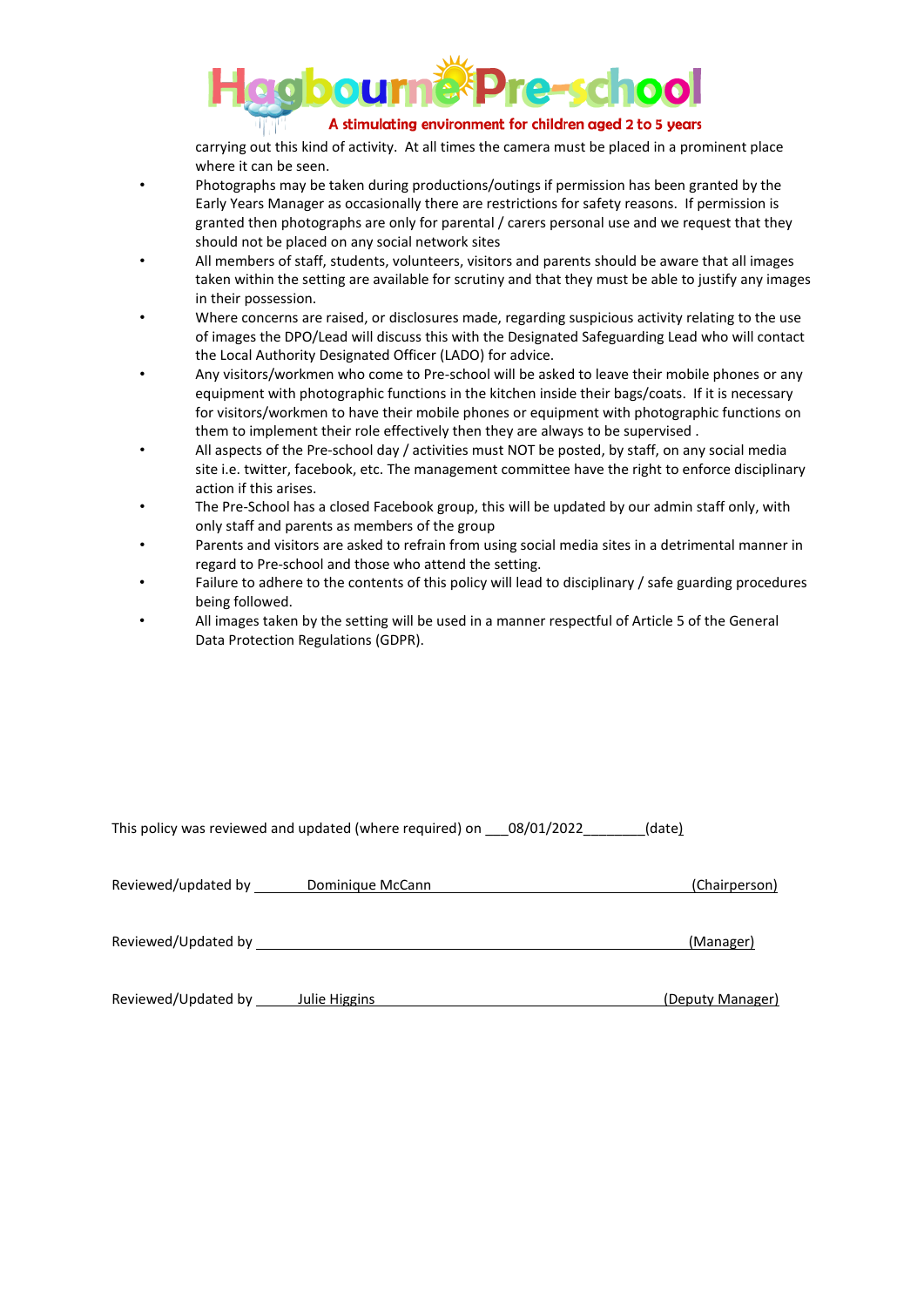carrying out this kind of activity. At all times the camera must be placed in a prominent place where it can be seen.

- Photographs may be taken during productions/outings if permission has been granted by the Early Years Manager as occasionally there are restrictions for safety reasons. If permission is granted then photographs are only for parental / carers personal use and we request that they should not be placed on any social network sites
- All members of staff, students, volunteers, visitors and parents should be aware that all images taken within the setting are available for scrutiny and that they must be able to justify any images in their possession.
- Where concerns are raised, or disclosures made, regarding suspicious activity relating to the use of images the DPO/Lead will discuss this with the Designated Safeguarding Lead who will contact the Local Authority Designated Officer (LADO) for advice.
- Any visitors/workmen who come to Pre-school will be asked to leave their mobile phones or any equipment with photographic functions in the kitchen inside their bags/coats. If it is necessary for visitors/workmen to have their mobile phones or equipment with photographic functions on them to implement their role effectively then they are always to be supervised .
- All aspects of the Pre-school day / activities must NOT be posted, by staff, on any social media site i.e. twitter, facebook, etc. The management committee have the right to enforce disciplinary action if this arises.
- The Pre-School has a closed Facebook group, this will be updated by our admin staff only, with only staff and parents as members of the group
- Parents and visitors are asked to refrain from using social media sites in a detrimental manner in regard to Pre-school and those who attend the setting.
- Failure to adhere to the contents of this policy will lead to disciplinary / safe guarding procedures being followed.
- All images taken by the setting will be used in a manner respectful of Article 5 of the General Data Protection Regulations (GDPR).

This policy was reviewed and updated (where required) on \_\_\_08/01/2022\_\_\_\_\_\_\_\_(date)

Reviewed/updated by \_\_\_\_\_\_ Dominique McCann \_\_\_\_\_\_\_\_\_\_\_\_\_\_\_\_\_\_\_\_\_\_\_\_\_\_\_\_\_\_ (Chairperson)

Reviewed/Updated by \_\_\_\_\_\_\_\_\_\_\_\_\_\_\_\_\_\_\_\_\_\_\_\_\_\_\_\_\_\_\_\_\_\_\_\_\_\_\_\_\_\_\_\_\_\_\_\_ (Manager)

Reviewed/Updated by \_\_\_\_\_\_ Julie Higgins \_\_\_\_\_\_\_\_\_\_\_\_\_\_\_\_\_\_\_\_\_\_\_\_\_\_\_\_\_\_ (Deputy Manager)